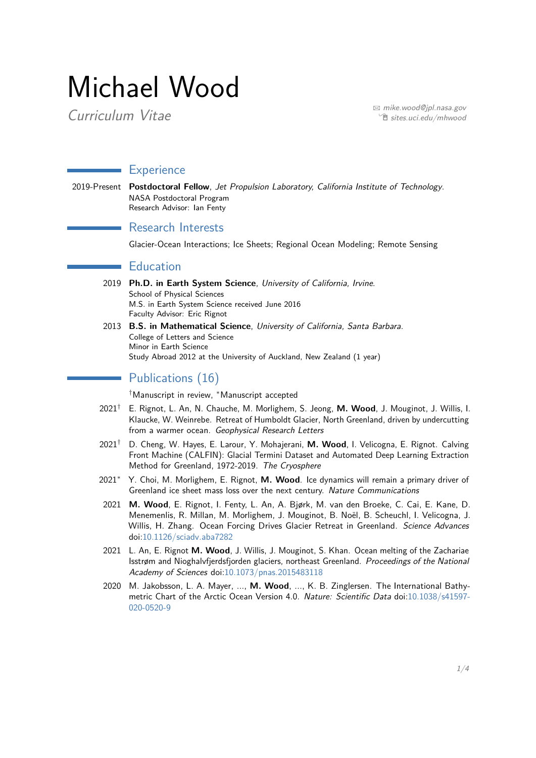# Michael Wood

*Curriculum Vitae*

✉ *mike.wood@jpl.nasa.gov*
*sites.uci.edu/mhwood*

## Experience

2019-Present **Postdoctoral Fellow**, *Jet Propulsion Laboratory, California Institute of Technology*.
NASA Postdoctoral Program
Research Advisor: Ian Fenty

## Research Interests

Glacier-Ocean Interactions; Ice Sheets; Regional Ocean Modeling; Remote Sensing

## Education

2019 **Ph.D. in Earth System Science**, *University of California, Irvine*.
School of Physical Sciences
M.S. in Earth System Science received June 2016
Faculty Advisor: Eric Rignot

2013 **B.S. in Mathematical Science**, *University of California, Santa Barbara*.
College of Letters and Science
Minor in Earth Science
Study Abroad 2012 at the University of Auckland, New Zealand (1 year)

## Publications (16)

†Manuscript in review, *Manuscript accepted

2021† E. Rignot, L. An, N. Chauche, M. Morlighem, S. Jeong, **M. Wood**, J. Mouginot, J. Willis, I. Klaucke, W. Weinrebe. Retreat of Humboldt Glacier, North Greenland, driven by undercutting from a warmer ocean. *Geophysical Research Letters*

2021† D. Cheng, W. Hayes, E. Larour, Y. Mohajerani, **M. Wood**, I. Velicogna, E. Rignot. Calving Front Machine (CALFIN): Glacial Termini Dataset and Automated Deep Learning Extraction Method for Greenland, 1972-2019. *The Cryosphere*

2021* Y. Choi, M. Morlighem, E. Rignot, **M. Wood**. Ice dynamics will remain a primary driver of Greenland ice sheet mass loss over the next century. *Nature Communications*

2021 **M. Wood**, E. Rignot, I. Fenty, L. An, A. Bjørk, M. van den Broeke, C. Cai, E. Kane, D. Menemenlis, R. Millan, M. Morlighem, J. Mouginot, B. Noël, B. Scheuchl, I. Velicogna, J. Willis, H. Zhang. Ocean Forcing Drives Glacier Retreat in Greenland. *Science Advances* doi:10.1126/sciadv.aba7282

2021 L. An, E. Rignot **M. Wood**, J. Willis, J. Mouginot, S. Khan. Ocean melting of the Zachariae Isstrøm and Nioghalvfjerdsfjorden glaciers, northeast Greenland. *Proceedings of the National Academy of Sciences* doi:10.1073/pnas.2015483118

2020 M. Jakobsson, L. A. Mayer, ..., **M. Wood**, ..., K. B. Zinglersen. The International Bathymetric Chart of the Arctic Ocean Version 4.0. *Nature: Scientific Data* doi:10.1038/s41597-020-0520-9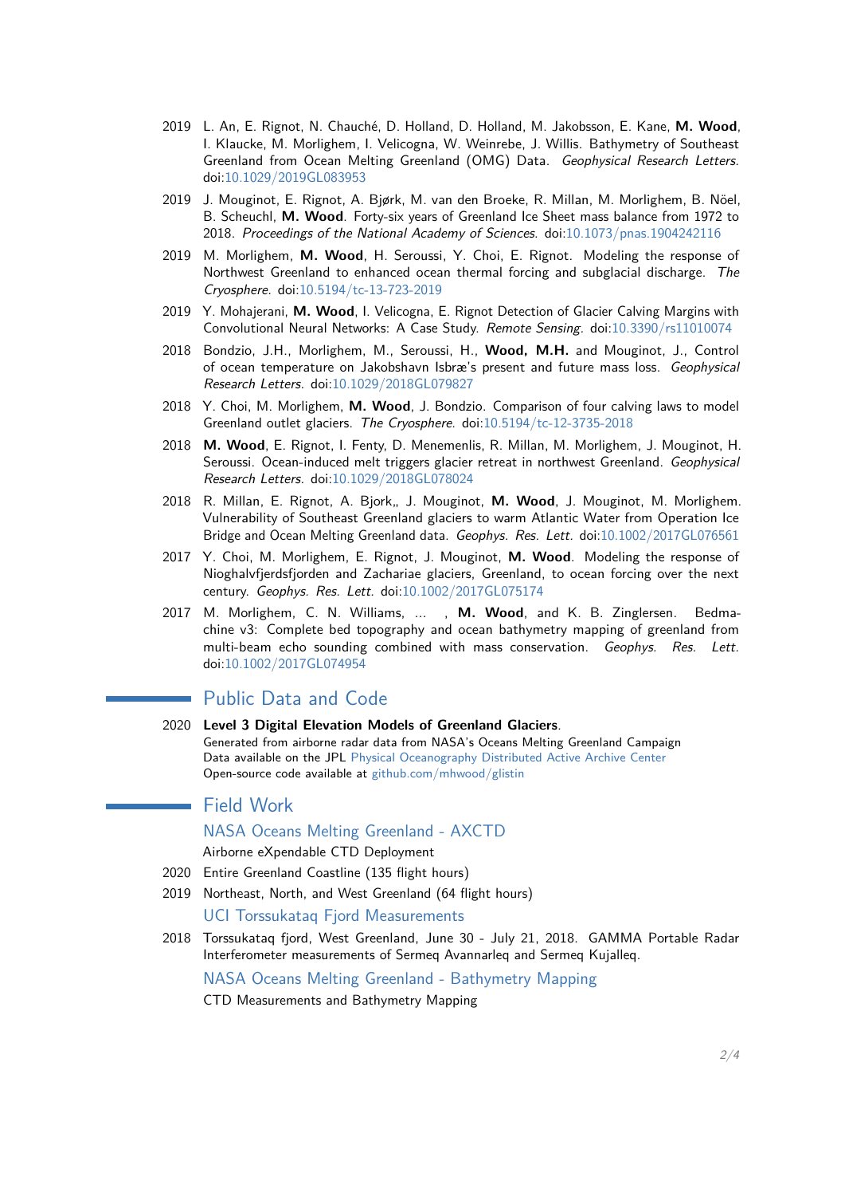2019 L. An, E. Rignot, N. Chauché, D. Holland, D. Holland, M. Jakobsson, E. Kane, **M. Wood**, I. Klaucke, M. Morlighem, I. Velicogna, W. Weinrebe, J. Willis. Bathymetry of Southeast Greenland from Ocean Melting Greenland (OMG) Data. *Geophysical Research Letters.* doi:10.1029/2019GL083953

2019 J. Mouginot, E. Rignot, A. Bjørk, M. van den Broeke, R. Millan, M. Morlighem, B. Nöel, B. Scheuchl, **M. Wood**. Forty-six years of Greenland Ice Sheet mass balance from 1972 to 2018. *Proceedings of the National Academy of Sciences.* doi:10.1073/pnas.1904242116

2019 M. Morlighem, **M. Wood**, H. Seroussi, Y. Choi, E. Rignot. Modeling the response of Northwest Greenland to enhanced ocean thermal forcing and subglacial discharge. *The Cryosphere.* doi:10.5194/tc-13-723-2019

2019 Y. Mohajerani, **M. Wood**, I. Velicogna, E. Rignot Detection of Glacier Calving Margins with Convolutional Neural Networks: A Case Study. *Remote Sensing.* doi:10.3390/rs11010074

2018 Bondzio, J.H., Morlighem, M., Seroussi, H., **Wood, M.H.** and Mouginot, J., Control of ocean temperature on Jakobshavn Isbræ's present and future mass loss. *Geophysical Research Letters.* doi:10.1029/2018GL079827

2018 Y. Choi, M. Morlighem, **M. Wood**, J. Bondzio. Comparison of four calving laws to model Greenland outlet glaciers. *The Cryosphere.* doi:10.5194/tc-12-3735-2018

2018 **M. Wood**, E. Rignot, I. Fenty, D. Menemenlis, R. Millan, M. Morlighem, J. Mouginot, H. Seroussi. Ocean-induced melt triggers glacier retreat in northwest Greenland. *Geophysical Research Letters.* doi:10.1029/2018GL078024

2018 R. Millan, E. Rignot, A. Bjork,, J. Mouginot, **M. Wood**, J. Mouginot, M. Morlighem. Vulnerability of Southeast Greenland glaciers to warm Atlantic Water from Operation Ice Bridge and Ocean Melting Greenland data. *Geophys. Res. Lett.* doi:10.1002/2017GL076561

2017 Y. Choi, M. Morlighem, E. Rignot, J. Mouginot, **M. Wood**. Modeling the response of Nioghalvfjerdsfjorden and Zachariae glaciers, Greenland, to ocean forcing over the next century. *Geophys. Res. Lett.* doi:10.1002/2017GL075174

2017 M. Morlighem, C. N. Williams, ... , **M. Wood**, and K. B. Zinglersen. Bedmachine v3: Complete bed topography and ocean bathymetry mapping of greenland from multi-beam echo sounding combined with mass conservation. *Geophys. Res. Lett.* doi:10.1002/2017GL074954

## Public Data and Code

2020 **Level 3 Digital Elevation Models of Greenland Glaciers**.
Generated from airborne radar data from NASA's Oceans Melting Greenland Campaign
Data available on the JPL Physical Oceanography Distributed Active Archive Center
Open-source code available at github.com/mhwood/glistin

## Field Work

### NASA Oceans Melting Greenland - AXCTD

Airborne eXpendable CTD Deployment

2020 Entire Greenland Coastline (135 flight hours)

2019 Northeast, North, and West Greenland (64 flight hours)

### UCI Torssukataq Fjord Measurements

2018 Torssukataq fjord, West Greenland, June 30 - July 21, 2018. GAMMA Portable Radar Interferometer measurements of Sermeq Avannarleq and Sermeq Kujalleq.

### NASA Oceans Melting Greenland - Bathymetry Mapping

CTD Measurements and Bathymetry Mapping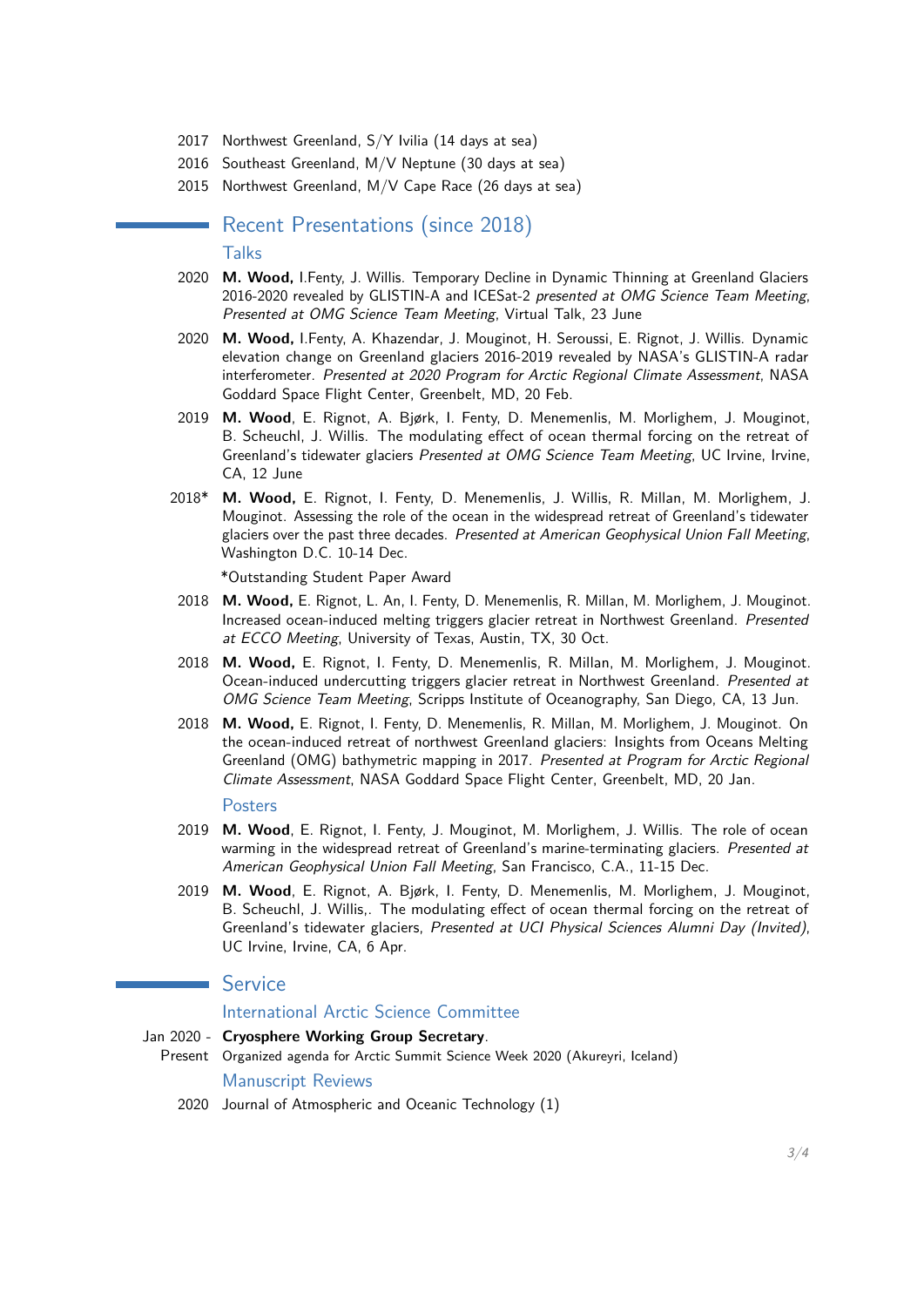2017 Northwest Greenland, S/Y Ivilia (14 days at sea)

2016 Southeast Greenland, M/V Neptune (30 days at sea)

2015 Northwest Greenland, M/V Cape Race (26 days at sea)

## Recent Presentations (since 2018)

### Talks

2020 **M. Wood,** I.Fenty, J. Willis. Temporary Decline in Dynamic Thinning at Greenland Glaciers 2016-2020 revealed by GLISTIN-A and ICESat-2 *presented at OMG Science Team Meeting*, *Presented at OMG Science Team Meeting*, Virtual Talk, 23 June

2020 **M. Wood,** I.Fenty, A. Khazendar, J. Mouginot, H. Seroussi, E. Rignot, J. Willis. Dynamic elevation change on Greenland glaciers 2016-2019 revealed by NASA's GLISTIN-A radar interferometer. *Presented at 2020 Program for Arctic Regional Climate Assessment*, NASA Goddard Space Flight Center, Greenbelt, MD, 20 Feb.

2019 **M. Wood**, E. Rignot, A. Bjørk, I. Fenty, D. Menemenlis, M. Morlighem, J. Mouginot, B. Scheuchl, J. Willis. The modulating effect of ocean thermal forcing on the retreat of Greenland's tidewater glaciers *Presented at OMG Science Team Meeting*, UC Irvine, Irvine, CA, 12 June

2018* **M. Wood,** E. Rignot, I. Fenty, D. Menemenlis, J. Willis, R. Millan, M. Morlighem, J. Mouginot. Assessing the role of the ocean in the widespread retreat of Greenland's tidewater glaciers over the past three decades. *Presented at American Geophysical Union Fall Meeting*, Washington D.C. 10-14 Dec.

*Outstanding Student Paper Award

2018 **M. Wood,** E. Rignot, L. An, I. Fenty, D. Menemenlis, R. Millan, M. Morlighem, J. Mouginot. Increased ocean-induced melting triggers glacier retreat in Northwest Greenland. *Presented at ECCO Meeting*, University of Texas, Austin, TX, 30 Oct.

2018 **M. Wood,** E. Rignot, I. Fenty, D. Menemenlis, R. Millan, M. Morlighem, J. Mouginot. Ocean-induced undercutting triggers glacier retreat in Northwest Greenland. *Presented at OMG Science Team Meeting*, Scripps Institute of Oceanography, San Diego, CA, 13 Jun.

2018 **M. Wood,** E. Rignot, I. Fenty, D. Menemenlis, R. Millan, M. Morlighem, J. Mouginot. On the ocean-induced retreat of northwest Greenland glaciers: Insights from Oceans Melting Greenland (OMG) bathymetric mapping in 2017. *Presented at Program for Arctic Regional Climate Assessment*, NASA Goddard Space Flight Center, Greenbelt, MD, 20 Jan.

### Posters

2019 **M. Wood**, E. Rignot, I. Fenty, J. Mouginot, M. Morlighem, J. Willis. The role of ocean warming in the widespread retreat of Greenland's marine-terminating glaciers. *Presented at American Geophysical Union Fall Meeting*, San Francisco, C.A., 11-15 Dec.

2019 **M. Wood**, E. Rignot, A. Bjørk, I. Fenty, D. Menemenlis, M. Morlighem, J. Mouginot, B. Scheuchl, J. Willis,. The modulating effect of ocean thermal forcing on the retreat of Greenland's tidewater glaciers, *Presented at UCI Physical Sciences Alumni Day (Invited)*, UC Irvine, Irvine, CA, 6 Apr.

## Service

### International Arctic Science Committee

Jan 2020 - Present **Cryosphere Working Group Secretary**.
Organized agenda for Arctic Summit Science Week 2020 (Akureyri, Iceland)

### Manuscript Reviews

2020 Journal of Atmospheric and Oceanic Technology (1)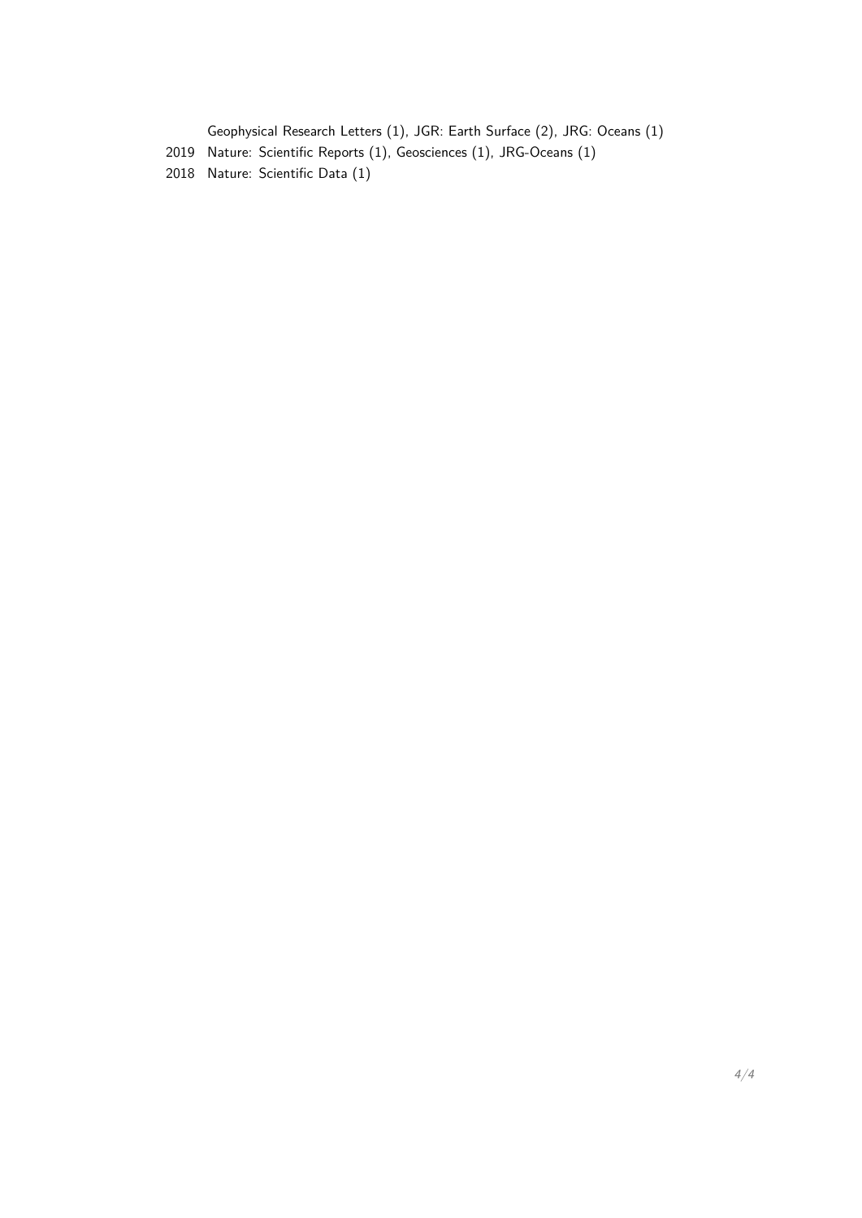Geophysical Research Letters (1), JGR: Earth Surface (2), JRG: Oceans (1)

2019 Nature: Scientific Reports (1), Geosciences (1), JRG-Oceans (1)

2018 Nature: Scientific Data (1)